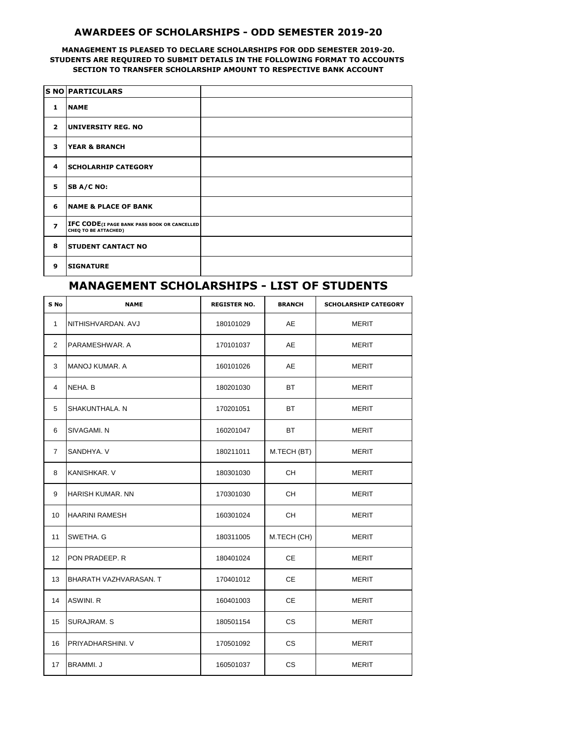# AWARDEES OF SCHOLARSHIPS - ODD SEMESTER 2019-20

**MANAGEMENT IS PLEASED TO DECLARE SCHOLARSHIPS FOR ODD SEMESTER 2019-20. STUDENTS ARE REQUIRED TO SUBMIT DETAILS IN THE FOLLOWING FORMAT TO ACCOUNTS SECTION TO TRANSFER SCHOLARSHIP AMOUNT TO RESPECTIVE BANK ACCOUNT**

| S NO | PARTICULARS | |
|---|---|---|
| 1 | NAME | |
| 2 | UNIVERSITY REG. NO | |
| 3 | YEAR & BRANCH | |
| 4 | SCHOLARHIP CATEGORY | |
| 5 | SB A/C NO: | |
| 6 | NAME & PLACE OF BANK | |
| 7 | IFC CODE(I PAGE BANK PASS BOOK OR CANCELLED CHEQ TO BE ATTACHED) | |
| 8 | STUDENT CANTACT NO | |
| 9 | SIGNATURE | |

## MANAGEMENT SCHOLARSHIPS - LIST OF STUDENTS

| S No | NAME | REGISTER NO. | BRANCH | SCHOLARSHIP CATEGORY |
|---|---|---|---|---|
| 1 | NITHISHVARDAN. AVJ | 180101029 | AE | MERIT |
| 2 | PARAMESHWAR. A | 170101037 | AE | MERIT |
| 3 | MANOJ KUMAR. A | 160101026 | AE | MERIT |
| 4 | NEHA. B | 180201030 | BT | MERIT |
| 5 | SHAKUNTHALA. N | 170201051 | BT | MERIT |
| 6 | SIVAGAMI. N | 160201047 | BT | MERIT |
| 7 | SANDHYA. V | 180211011 | M.TECH (BT) | MERIT |
| 8 | KANISHKAR. V | 180301030 | CH | MERIT |
| 9 | HARISH KUMAR. NN | 170301030 | CH | MERIT |
| 10 | HAARINI RAMESH | 160301024 | CH | MERIT |
| 11 | SWETHA. G | 180311005 | M.TECH (CH) | MERIT |
| 12 | PON PRADEEP. R | 180401024 | CE | MERIT |
| 13 | BHARATH VAZHVARASAN. T | 170401012 | CE | MERIT |
| 14 | ASWINI. R | 160401003 | CE | MERIT |
| 15 | SURAJRAM. S | 180501154 | CS | MERIT |
| 16 | PRIYADHARSHINI. V | 170501092 | CS | MERIT |
| 17 | BRAMMI. J | 160501037 | CS | MERIT |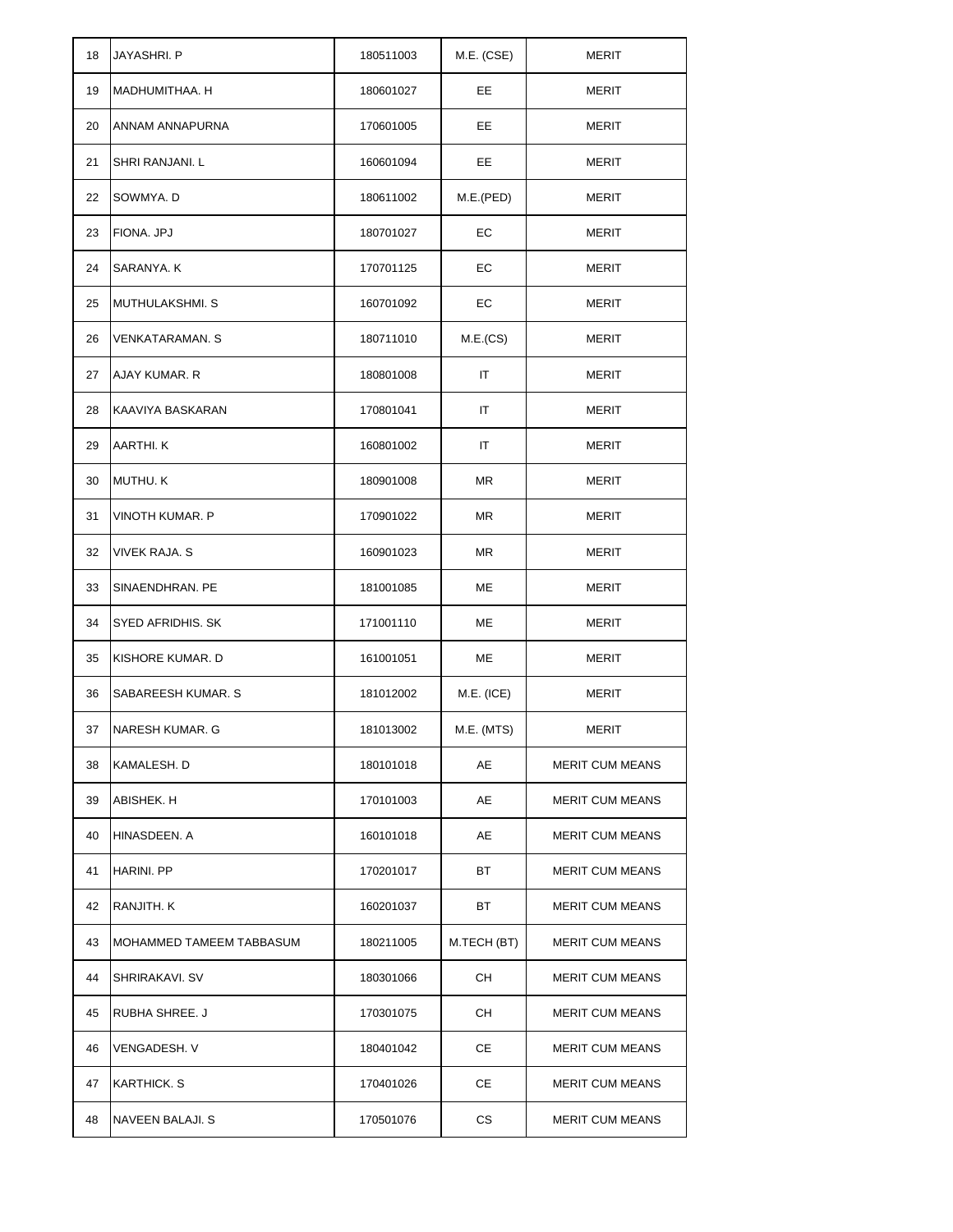| 18 | JAYASHRI. P | 180511003 | M.E. (CSE) | MERIT |
|---|---|---|---|---|
| 19 | MADHUMITHAA. H | 180601027 | EE | MERIT |
| 20 | ANNAM ANNAPURNA | 170601005 | EE | MERIT |
| 21 | SHRI RANJANI. L | 160601094 | EE | MERIT |
| 22 | SOWMYA. D | 180611002 | M.E.(PED) | MERIT |
| 23 | FIONA. JPJ | 180701027 | EC | MERIT |
| 24 | SARANYA. K | 170701125 | EC | MERIT |
| 25 | MUTHULAKSHMI. S | 160701092 | EC | MERIT |
| 26 | VENKATARAMAN. S | 180711010 | M.E.(CS) | MERIT |
| 27 | AJAY KUMAR. R | 180801008 | IT | MERIT |
| 28 | KAAVIYA BASKARAN | 170801041 | IT | MERIT |
| 29 | AARTHI. K | 160801002 | IT | MERIT |
| 30 | MUTHU. K | 180901008 | MR | MERIT |
| 31 | VINOTH KUMAR. P | 170901022 | MR | MERIT |
| 32 | VIVEK RAJA. S | 160901023 | MR | MERIT |
| 33 | SINAENDHRAN. PE | 181001085 | ME | MERIT |
| 34 | SYED AFRIDHIS. SK | 171001110 | ME | MERIT |
| 35 | KISHORE KUMAR. D | 161001051 | ME | MERIT |
| 36 | SABAREESH KUMAR. S | 181012002 | M.E. (ICE) | MERIT |
| 37 | NARESH KUMAR. G | 181013002 | M.E. (MTS) | MERIT |
| 38 | KAMALESH. D | 180101018 | AE | MERIT CUM MEANS |
| 39 | ABISHEK. H | 170101003 | AE | MERIT CUM MEANS |
| 40 | HINASDEEN. A | 160101018 | AE | MERIT CUM MEANS |
| 41 | HARINI. PP | 170201017 | BT | MERIT CUM MEANS |
| 42 | RANJITH. K | 160201037 | BT | MERIT CUM MEANS |
| 43 | MOHAMMED TAMEEM TABBASUM | 180211005 | M.TECH (BT) | MERIT CUM MEANS |
| 44 | SHRIRAKAVI. SV | 180301066 | CH | MERIT CUM MEANS |
| 45 | RUBHA SHREE. J | 170301075 | CH | MERIT CUM MEANS |
| 46 | VENGADESH. V | 180401042 | CE | MERIT CUM MEANS |
| 47 | KARTHICK. S | 170401026 | CE | MERIT CUM MEANS |
| 48 | NAVEEN BALAJI. S | 170501076 | CS | MERIT CUM MEANS |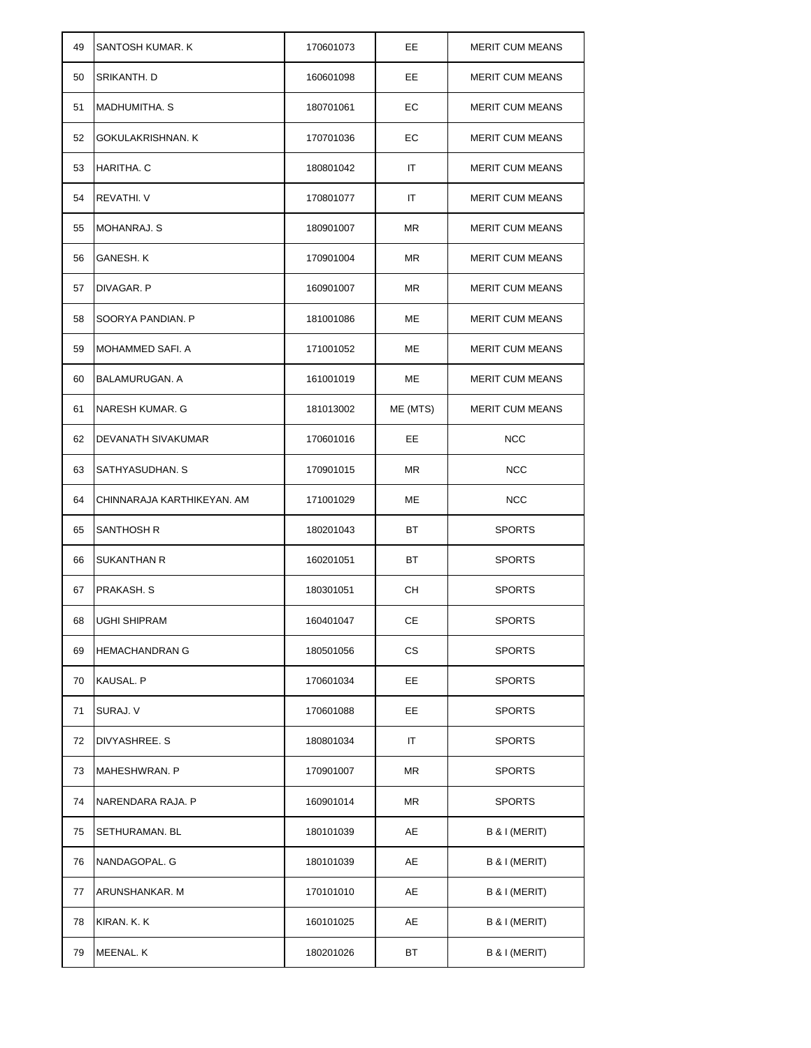| 49 | SANTOSH KUMAR. K | 170601073 | EE | MERIT CUM MEANS |
|---|---|---|---|---|
| 50 | SRIKANTH. D | 160601098 | EE | MERIT CUM MEANS |
| 51 | MADHUMITHA. S | 180701061 | EC | MERIT CUM MEANS |
| 52 | GOKULAKRISHNAN. K | 170701036 | EC | MERIT CUM MEANS |
| 53 | HARITHA. C | 180801042 | IT | MERIT CUM MEANS |
| 54 | REVATHI. V | 170801077 | IT | MERIT CUM MEANS |
| 55 | MOHANRAJ. S | 180901007 | MR | MERIT CUM MEANS |
| 56 | GANESH. K | 170901004 | MR | MERIT CUM MEANS |
| 57 | DIVAGAR. P | 160901007 | MR | MERIT CUM MEANS |
| 58 | SOORYA PANDIAN. P | 181001086 | ME | MERIT CUM MEANS |
| 59 | MOHAMMED SAFI. A | 171001052 | ME | MERIT CUM MEANS |
| 60 | BALAMURUGAN. A | 161001019 | ME | MERIT CUM MEANS |
| 61 | NARESH KUMAR. G | 181013002 | ME (MTS) | MERIT CUM MEANS |
| 62 | DEVANATH SIVAKUMAR | 170601016 | EE | NCC |
| 63 | SATHYASUDHAN. S | 170901015 | MR | NCC |
| 64 | CHINNARAJA KARTHIKEYAN. AM | 171001029 | ME | NCC |
| 65 | SANTHOSH R | 180201043 | BT | SPORTS |
| 66 | SUKANTHAN R | 160201051 | BT | SPORTS |
| 67 | PRAKASH. S | 180301051 | CH | SPORTS |
| 68 | UGHI SHIPRAM | 160401047 | CE | SPORTS |
| 69 | HEMACHANDRAN G | 180501056 | CS | SPORTS |
| 70 | KAUSAL. P | 170601034 | EE | SPORTS |
| 71 | SURAJ. V | 170601088 | EE | SPORTS |
| 72 | DIVYASHREE. S | 180801034 | IT | SPORTS |
| 73 | MAHESHWRAN. P | 170901007 | MR | SPORTS |
| 74 | NARENDARA RAJA. P | 160901014 | MR | SPORTS |
| 75 | SETHURAMAN. BL | 180101039 | AE | B & I (MERIT) |
| 76 | NANDAGOPAL. G | 180101039 | AE | B & I (MERIT) |
| 77 | ARUNSHANKAR. M | 170101010 | AE | B & I (MERIT) |
| 78 | KIRAN. K. K | 160101025 | AE | B & I (MERIT) |
| 79 | MEENAL. K | 180201026 | BT | B & I (MERIT) |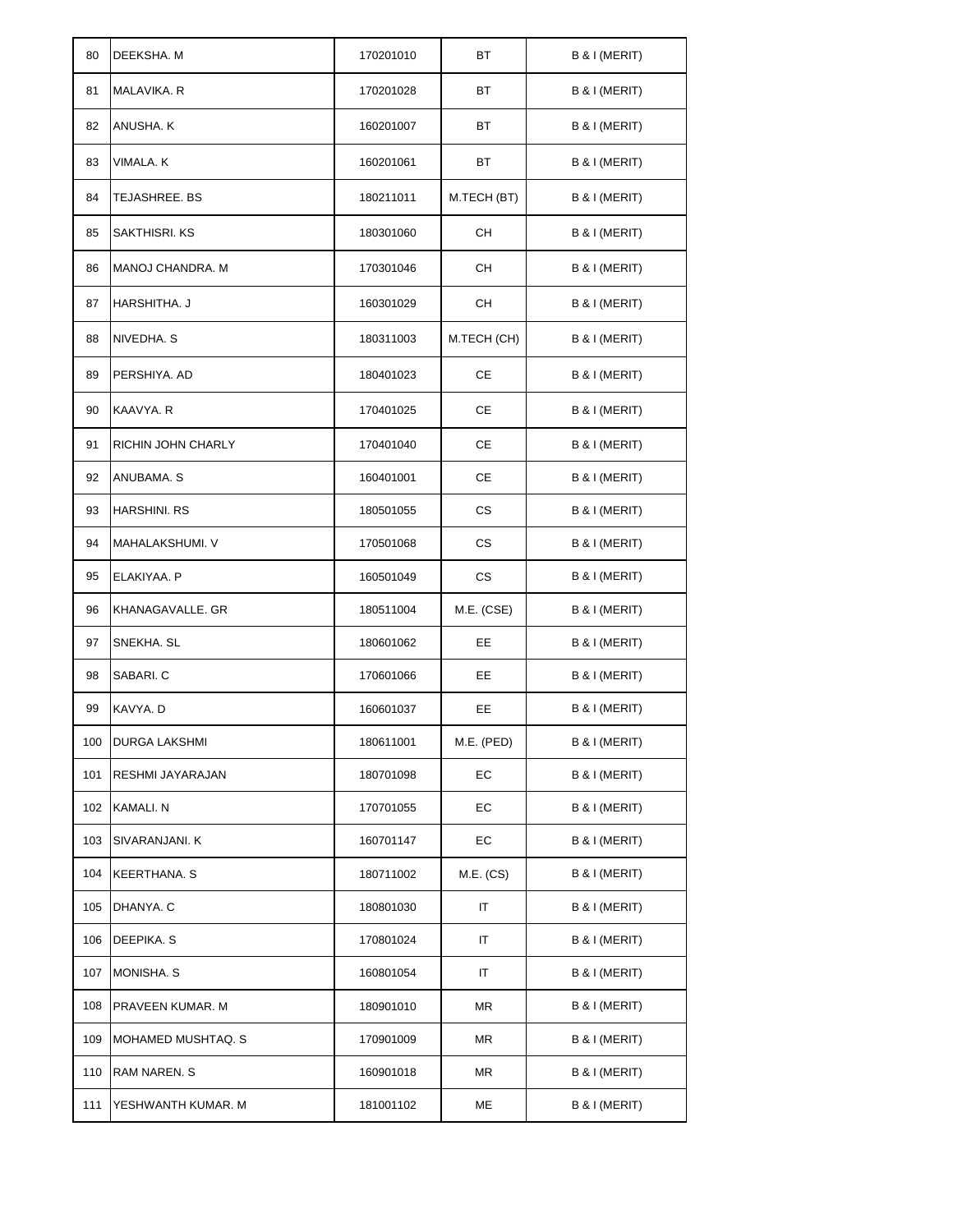| | | | | |
|---|---|---|---|---|
| 80 | DEEKSHA. M | 170201010 | BT | B & I (MERIT) |
| 81 | MALAVIKA. R | 170201028 | BT | B & I (MERIT) |
| 82 | ANUSHA. K | 160201007 | BT | B & I (MERIT) |
| 83 | VIMALA. K | 160201061 | BT | B & I (MERIT) |
| 84 | TEJASHREE. BS | 180211011 | M.TECH (BT) | B & I (MERIT) |
| 85 | SAKTHISRI. KS | 180301060 | CH | B & I (MERIT) |
| 86 | MANOJ CHANDRA. M | 170301046 | CH | B & I (MERIT) |
| 87 | HARSHITHA. J | 160301029 | CH | B & I (MERIT) |
| 88 | NIVEDHA. S | 180311003 | M.TECH (CH) | B & I (MERIT) |
| 89 | PERSHIYA. AD | 180401023 | CE | B & I (MERIT) |
| 90 | KAAVYA. R | 170401025 | CE | B & I (MERIT) |
| 91 | RICHIN JOHN CHARLY | 170401040 | CE | B & I (MERIT) |
| 92 | ANUBAMA. S | 160401001 | CE | B & I (MERIT) |
| 93 | HARSHINI. RS | 180501055 | CS | B & I (MERIT) |
| 94 | MAHALAKSHUMI. V | 170501068 | CS | B & I (MERIT) |
| 95 | ELAKIYAA. P | 160501049 | CS | B & I (MERIT) |
| 96 | KHANAGAVALLE. GR | 180511004 | M.E. (CSE) | B & I (MERIT) |
| 97 | SNEKHA. SL | 180601062 | EE | B & I (MERIT) |
| 98 | SABARI. C | 170601066 | EE | B & I (MERIT) |
| 99 | KAVYA. D | 160601037 | EE | B & I (MERIT) |
| 100 | DURGA LAKSHMI | 180611001 | M.E. (PED) | B & I (MERIT) |
| 101 | RESHMI JAYARAJAN | 180701098 | EC | B & I (MERIT) |
| 102 | KAMALI. N | 170701055 | EC | B & I (MERIT) |
| 103 | SIVARANJANI. K | 160701147 | EC | B & I (MERIT) |
| 104 | KEERTHANA. S | 180711002 | M.E. (CS) | B & I (MERIT) |
| 105 | DHANYA. C | 180801030 | IT | B & I (MERIT) |
| 106 | DEEPIKA. S | 170801024 | IT | B & I (MERIT) |
| 107 | MONISHA. S | 160801054 | IT | B & I (MERIT) |
| 108 | PRAVEEN KUMAR. M | 180901010 | MR | B & I (MERIT) |
| 109 | MOHAMED MUSHTAQ. S | 170901009 | MR | B & I (MERIT) |
| 110 | RAM NAREN. S | 160901018 | MR | B & I (MERIT) |
| 111 | YESHWANTH KUMAR. M | 181001102 | ME | B & I (MERIT) |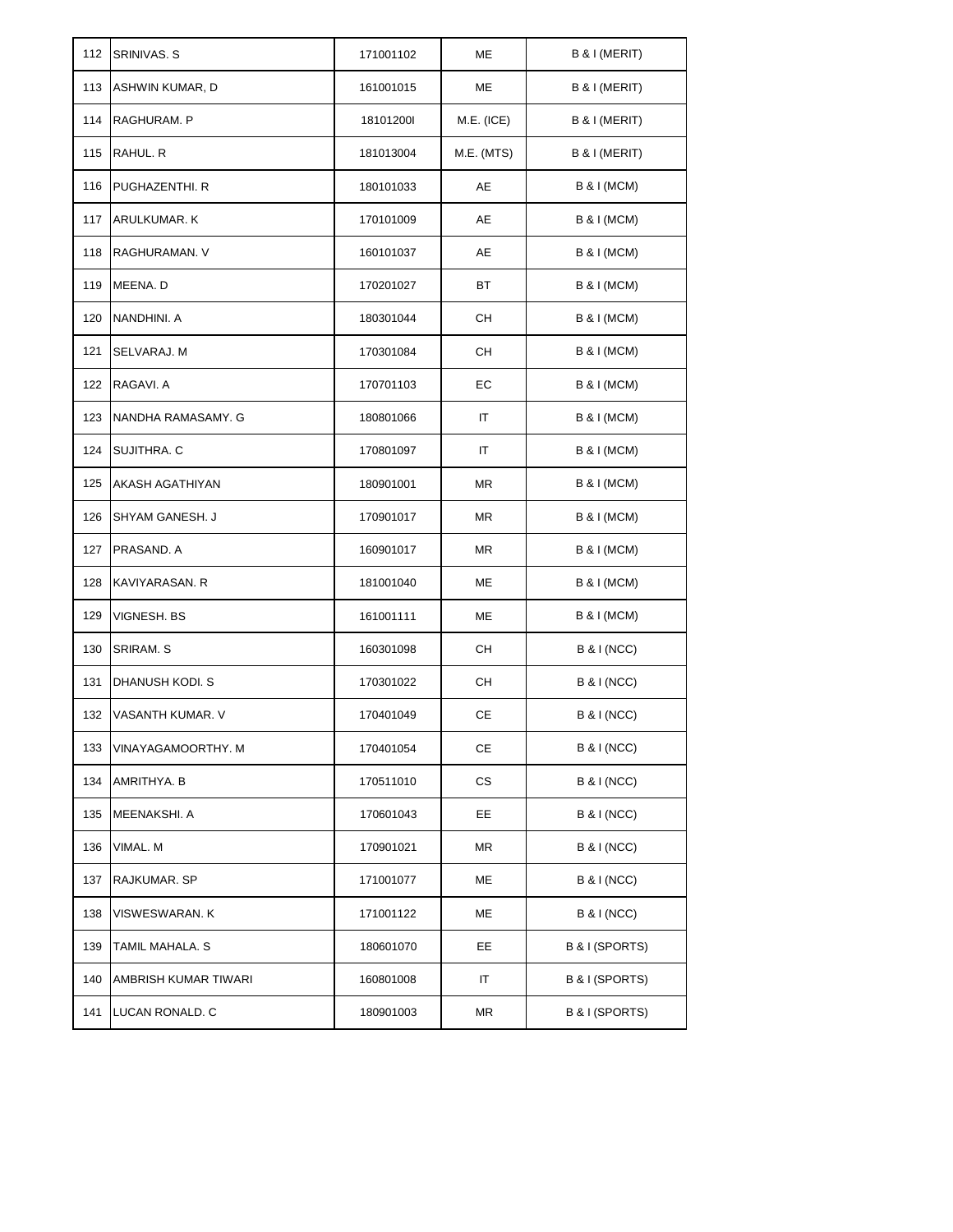| | | | | |
|---|---|---|---|---|
| 112 | SRINIVAS. S | 171001102 | ME | B & I (MERIT) |
| 113 | ASHWIN KUMAR, D | 161001015 | ME | B & I (MERIT) |
| 114 | RAGHURAM. P | 18101200I | M.E. (ICE) | B & I (MERIT) |
| 115 | RAHUL. R | 181013004 | M.E. (MTS) | B & I (MERIT) |
| 116 | PUGHAZENTHI. R | 180101033 | AE | B & I (MCM) |
| 117 | ARULKUMAR. K | 170101009 | AE | B & I (MCM) |
| 118 | RAGHURAMAN. V | 160101037 | AE | B & I (MCM) |
| 119 | MEENA. D | 170201027 | BT | B & I (MCM) |
| 120 | NANDHINI. A | 180301044 | CH | B & I (MCM) |
| 121 | SELVARAJ. M | 170301084 | CH | B & I (MCM) |
| 122 | RAGAVI. A | 170701103 | EC | B & I (MCM) |
| 123 | NANDHA RAMASAMY. G | 180801066 | IT | B & I (MCM) |
| 124 | SUJITHRA. C | 170801097 | IT | B & I (MCM) |
| 125 | AKASH AGATHIYAN | 180901001 | MR | B & I (MCM) |
| 126 | SHYAM GANESH. J | 170901017 | MR | B & I (MCM) |
| 127 | PRASAND. A | 160901017 | MR | B & I (MCM) |
| 128 | KAVIYARASAN. R | 181001040 | ME | B & I (MCM) |
| 129 | VIGNESH. BS | 161001111 | ME | B & I (MCM) |
| 130 | SRIRAM. S | 160301098 | CH | B & I (NCC) |
| 131 | DHANUSH KODI. S | 170301022 | CH | B & I (NCC) |
| 132 | VASANTH KUMAR. V | 170401049 | CE | B & I (NCC) |
| 133 | VINAYAGAMOORTHY. M | 170401054 | CE | B & I (NCC) |
| 134 | AMRITHYA. B | 170511010 | CS | B & I (NCC) |
| 135 | MEENAKSHI. A | 170601043 | EE | B & I (NCC) |
| 136 | VIMAL. M | 170901021 | MR | B & I (NCC) |
| 137 | RAJKUMAR. SP | 171001077 | ME | B & I (NCC) |
| 138 | VISWESWARAN. K | 171001122 | ME | B & I (NCC) |
| 139 | TAMIL MAHALA. S | 180601070 | EE | B & I (SPORTS) |
| 140 | AMBRISH KUMAR TIWARI | 160801008 | IT | B & I (SPORTS) |
| 141 | LUCAN RONALD. C | 180901003 | MR | B & I (SPORTS) |